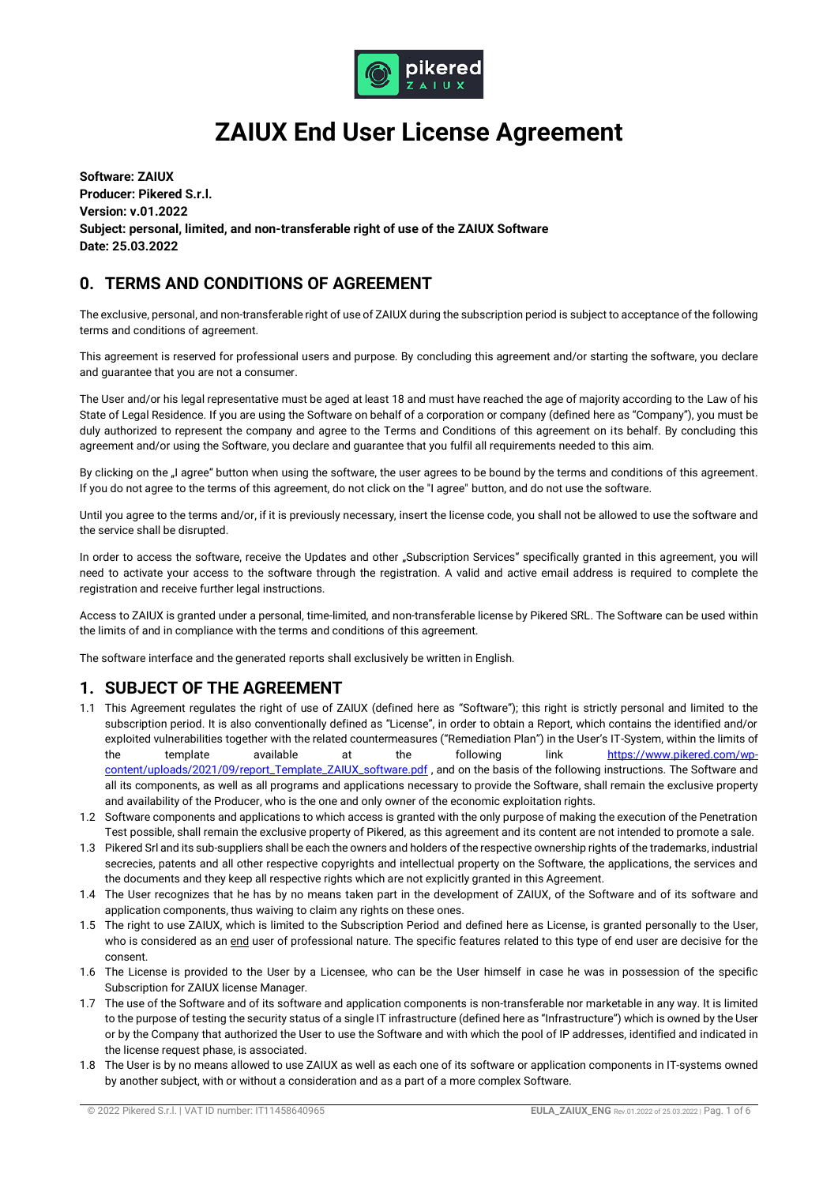# ZAIUX End User License Agreement

**Software: ZAIUX**
**Producer: Pikered S.r.l.**
**Version: v.01.2022**
**Subject: personal, limited, and non-transferable right of use of the ZAIUX Software**
**Date: 25.03.2022**

## 0. TERMS AND CONDITIONS OF AGREEMENT

The exclusive, personal, and non-transferable right of use of ZAIUX during the subscription period is subject to acceptance of the following terms and conditions of agreement.

This agreement is reserved for professional users and purpose. By concluding this agreement and/or starting the software, you declare and guarantee that you are not a consumer.

The User and/or his legal representative must be aged at least 18 and must have reached the age of majority according to the Law of his State of Legal Residence. If you are using the Software on behalf of a corporation or company (defined here as "Company"), you must be duly authorized to represent the company and agree to the Terms and Conditions of this agreement on its behalf. By concluding this agreement and/or using the Software, you declare and guarantee that you fulfil all requirements needed to this aim.

By clicking on the „I agree" button when using the software, the user agrees to be bound by the terms and conditions of this agreement. If you do not agree to the terms of this agreement, do not click on the "I agree" button, and do not use the software.

Until you agree to the terms and/or, if it is previously necessary, insert the license code, you shall not be allowed to use the software and the service shall be disrupted.

In order to access the software, receive the Updates and other „Subscription Services" specifically granted in this agreement, you will need to activate your access to the software through the registration. A valid and active email address is required to complete the registration and receive further legal instructions.

Access to ZAIUX is granted under a personal, time-limited, and non-transferable license by Pikered SRL. The Software can be used within the limits of and in compliance with the terms and conditions of this agreement.

The software interface and the generated reports shall exclusively be written in English.

## 1. SUBJECT OF THE AGREEMENT

1.1 This Agreement regulates the right of use of ZAIUX (defined here as "Software"); this right is strictly personal and limited to the subscription period. It is also conventionally defined as "License", in order to obtain a Report, which contains the identified and/or exploited vulnerabilities together with the related countermeasures ("Remediation Plan") in the User's IT-System, within the limits of the template available at the following link https://www.pikered.com/wp-content/uploads/2021/09/report_Template_ZAIUX_software.pdf , and on the basis of the following instructions. The Software and all its components, as well as all programs and applications necessary to provide the Software, shall remain the exclusive property and availability of the Producer, who is the one and only owner of the economic exploitation rights.

1.2 Software components and applications to which access is granted with the only purpose of making the execution of the Penetration Test possible, shall remain the exclusive property of Pikered, as this agreement and its content are not intended to promote a sale.

1.3 Pikered Srl and its sub-suppliers shall be each the owners and holders of the respective ownership rights of the trademarks, industrial secrecies, patents and all other respective copyrights and intellectual property on the Software, the applications, the services and the documents and they keep all respective rights which are not explicitly granted in this Agreement.

1.4 The User recognizes that he has by no means taken part in the development of ZAIUX, of the Software and of its software and application components, thus waiving to claim any rights on these ones.

1.5 The right to use ZAIUX, which is limited to the Subscription Period and defined here as License, is granted personally to the User, who is considered as an end user of professional nature. The specific features related to this type of end user are decisive for the consent.

1.6 The License is provided to the User by a Licensee, who can be the User himself in case he was in possession of the specific Subscription for ZAIUX license Manager.

1.7 The use of the Software and of its software and application components is non-transferable nor marketable in any way. It is limited to the purpose of testing the security status of a single IT infrastructure (defined here as "Infrastructure") which is owned by the User or by the Company that authorized the User to use the Software and with which the pool of IP addresses, identified and indicated in the license request phase, is associated.

1.8 The User is by no means allowed to use ZAIUX as well as each one of its software or application components in IT-systems owned by another subject, with or without a consideration and as a part of a more complex Software.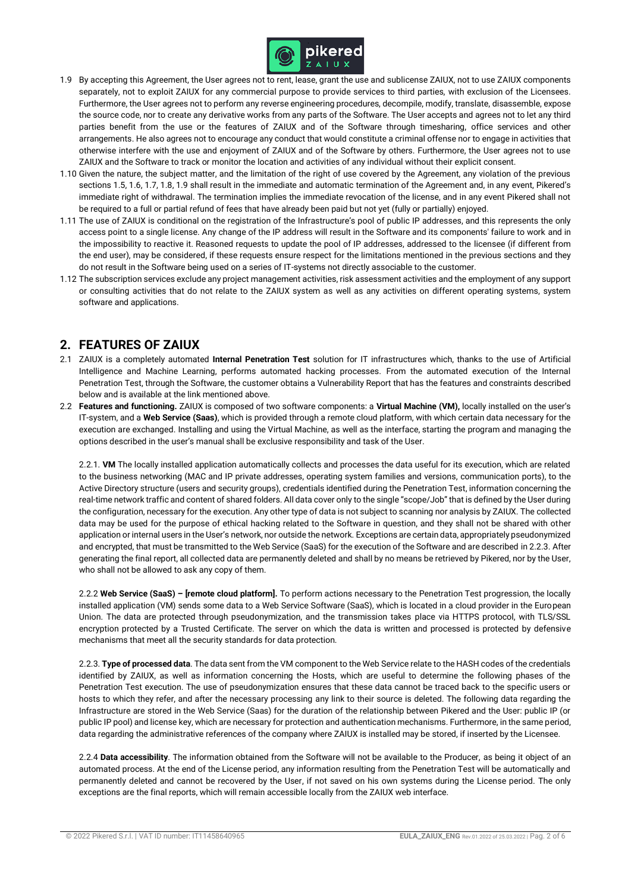1.9 By accepting this Agreement, the User agrees not to rent, lease, grant the use and sublicense ZAIUX, not to use ZAIUX components separately, not to exploit ZAIUX for any commercial purpose to provide services to third parties, with exclusion of the Licensees. Furthermore, the User agrees not to perform any reverse engineering procedures, decompile, modify, translate, disassemble, expose the source code, nor to create any derivative works from any parts of the Software. The User accepts and agrees not to let any third parties benefit from the use or the features of ZAIUX and of the Software through timesharing, office services and other arrangements. He also agrees not to encourage any conduct that would constitute a criminal offense nor to engage in activities that otherwise interfere with the use and enjoyment of ZAIUX and of the Software by others. Furthermore, the User agrees not to use ZAIUX and the Software to track or monitor the location and activities of any individual without their explicit consent.

1.10 Given the nature, the subject matter, and the limitation of the right of use covered by the Agreement, any violation of the previous sections 1.5, 1.6, 1.7, 1.8, 1.9 shall result in the immediate and automatic termination of the Agreement and, in any event, Pikered's immediate right of withdrawal. The termination implies the immediate revocation of the license, and in any event Pikered shall not be required to a full or partial refund of fees that have already been paid but not yet (fully or partially) enjoyed.

1.11 The use of ZAIUX is conditional on the registration of the Infrastructure's pool of public IP addresses, and this represents the only access point to a single license. Any change of the IP address will result in the Software and its components' failure to work and in the impossibility to reactive it. Reasoned requests to update the pool of IP addresses, addressed to the licensee (if different from the end user), may be considered, if these requests ensure respect for the limitations mentioned in the previous sections and they do not result in the Software being used on a series of IT-systems not directly associable to the customer.

1.12 The subscription services exclude any project management activities, risk assessment activities and the employment of any support or consulting activities that do not relate to the ZAIUX system as well as any activities on different operating systems, system software and applications.

## 2. FEATURES OF ZAIUX

2.1 ZAIUX is a completely automated **Internal Penetration Test** solution for IT infrastructures which, thanks to the use of Artificial Intelligence and Machine Learning, performs automated hacking processes. From the automated execution of the Internal Penetration Test, through the Software, the customer obtains a Vulnerability Report that has the features and constraints described below and is available at the link mentioned above.

2.2 **Features and functioning.** ZAIUX is composed of two software components: a **Virtual Machine (VM),** locally installed on the user's IT-system, and a **Web Service (Saas)**, which is provided through a remote cloud platform, with which certain data necessary for the execution are exchanged. Installing and using the Virtual Machine, as well as the interface, starting the program and managing the options described in the user's manual shall be exclusive responsibility and task of the User.

2.2.1. **VM** The locally installed application automatically collects and processes the data useful for its execution, which are related to the business networking (MAC and IP private addresses, operating system families and versions, communication ports), to the Active Directory structure (users and security groups), credentials identified during the Penetration Test, information concerning the real-time network traffic and content of shared folders. All data cover only to the single "scope/Job" that is defined by the User during the configuration, necessary for the execution. Any other type of data is not subject to scanning nor analysis by ZAIUX. The collected data may be used for the purpose of ethical hacking related to the Software in question, and they shall not be shared with other application or internal users in the User's network, nor outside the network. Exceptions are certain data, appropriately pseudonymized and encrypted, that must be transmitted to the Web Service (SaaS) for the execution of the Software and are described in 2.2.3. After generating the final report, all collected data are permanently deleted and shall by no means be retrieved by Pikered, nor by the User, who shall not be allowed to ask any copy of them.

2.2.2 **Web Service (SaaS) – [remote cloud platform].** To perform actions necessary to the Penetration Test progression, the locally installed application (VM) sends some data to a Web Service Software (SaaS), which is located in a cloud provider in the European Union. The data are protected through pseudonymization, and the transmission takes place via HTTPS protocol, with TLS/SSL encryption protected by a Trusted Certificate. The server on which the data is written and processed is protected by defensive mechanisms that meet all the security standards for data protection.

2.2.3. **Type of processed data**. The data sent from the VM component to the Web Service relate to the HASH codes of the credentials identified by ZAIUX, as well as information concerning the Hosts, which are useful to determine the following phases of the Penetration Test execution. The use of pseudonymization ensures that these data cannot be traced back to the specific users or hosts to which they refer, and after the necessary processing any link to their source is deleted. The following data regarding the Infrastructure are stored in the Web Service (Saas) for the duration of the relationship between Pikered and the User: public IP (or public IP pool) and license key, which are necessary for protection and authentication mechanisms. Furthermore, in the same period, data regarding the administrative references of the company where ZAIUX is installed may be stored, if inserted by the Licensee.

2.2.4 **Data accessibility**. The information obtained from the Software will not be available to the Producer, as being it object of an automated process. At the end of the License period, any information resulting from the Penetration Test will be automatically and permanently deleted and cannot be recovered by the User, if not saved on his own systems during the License period. The only exceptions are the final reports, which will remain accessible locally from the ZAIUX web interface.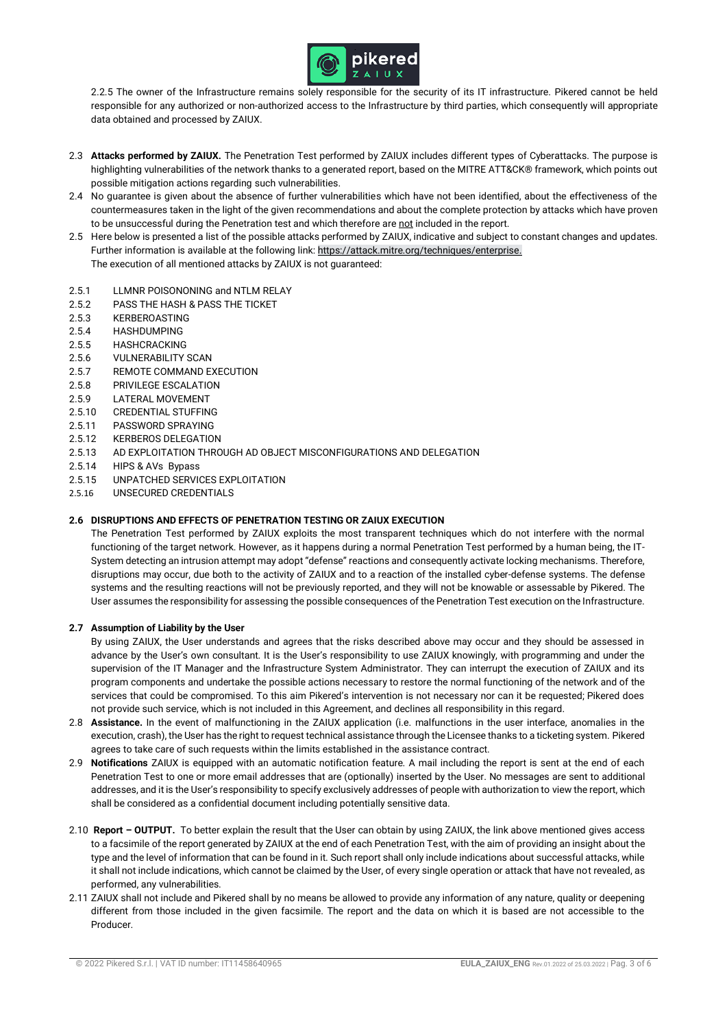2.2.5 The owner of the Infrastructure remains solely responsible for the security of its IT infrastructure. Pikered cannot be held responsible for any authorized or non-authorized access to the Infrastructure by third parties, which consequently will appropriate data obtained and processed by ZAIUX.

2.3 **Attacks performed by ZAIUX.** The Penetration Test performed by ZAIUX includes different types of Cyberattacks. The purpose is highlighting vulnerabilities of the network thanks to a generated report, based on the MITRE ATT&CK® framework, which points out possible mitigation actions regarding such vulnerabilities.

2.4 No guarantee is given about the absence of further vulnerabilities which have not been identified, about the effectiveness of the countermeasures taken in the light of the given recommendations and about the complete protection by attacks which have proven to be unsuccessful during the Penetration test and which therefore are not included in the report.

2.5 Here below is presented a list of the possible attacks performed by ZAIUX, indicative and subject to constant changes and updates. Further information is available at the following link: https://attack.mitre.org/techniques/enterprise.
The execution of all mentioned attacks by ZAIUX is not guaranteed:

- 2.5.1 LLMNR POISONONING and NTLM RELAY
- 2.5.2 PASS THE HASH & PASS THE TICKET
- 2.5.3 KERBEROASTING
- 2.5.4 HASHDUMPING
- 2.5.5 HASHCRACKING
- 2.5.6 VULNERABILITY SCAN
- 2.5.7 REMOTE COMMAND EXECUTION
- 2.5.8 PRIVILEGE ESCALATION
- 2.5.9 LATERAL MOVEMENT
- 2.5.10 CREDENTIAL STUFFING
- 2.5.11 PASSWORD SPRAYING
- 2.5.12 KERBEROS DELEGATION
- 2.5.13 AD EXPLOITATION THROUGH AD OBJECT MISCONFIGURATIONS AND DELEGATION
- 2.5.14 HIPS & AVs Bypass
- 2.5.15 UNPATCHED SERVICES EXPLOITATION
- 2.5.16 UNSECURED CREDENTIALS

**2.6 DISRUPTIONS AND EFFECTS OF PENETRATION TESTING OR ZAIUX EXECUTION**

The Penetration Test performed by ZAIUX exploits the most transparent techniques which do not interfere with the normal functioning of the target network. However, as it happens during a normal Penetration Test performed by a human being, the IT-System detecting an intrusion attempt may adopt "defense" reactions and consequently activate locking mechanisms. Therefore, disruptions may occur, due both to the activity of ZAIUX and to a reaction of the installed cyber-defense systems. The defense systems and the resulting reactions will not be previously reported, and they will not be knowable or assessable by Pikered. The User assumes the responsibility for assessing the possible consequences of the Penetration Test execution on the Infrastructure.

**2.7 Assumption of Liability by the User**

By using ZAIUX, the User understands and agrees that the risks described above may occur and they should be assessed in advance by the User's own consultant. It is the User's responsibility to use ZAIUX knowingly, with programming and under the supervision of the IT Manager and the Infrastructure System Administrator. They can interrupt the execution of ZAIUX and its program components and undertake the possible actions necessary to restore the normal functioning of the network and of the services that could be compromised. To this aim Pikered's intervention is not necessary nor can it be requested; Pikered does not provide such service, which is not included in this Agreement, and declines all responsibility in this regard.

2.8 **Assistance.** In the event of malfunctioning in the ZAIUX application (i.e. malfunctions in the user interface, anomalies in the execution, crash), the User has the right to request technical assistance through the Licensee thanks to a ticketing system. Pikered agrees to take care of such requests within the limits established in the assistance contract.

2.9 **Notifications** ZAIUX is equipped with an automatic notification feature. A mail including the report is sent at the end of each Penetration Test to one or more email addresses that are (optionally) inserted by the User. No messages are sent to additional addresses, and it is the User's responsibility to specify exclusively addresses of people with authorization to view the report, which shall be considered as a confidential document including potentially sensitive data.

2.10 **Report – OUTPUT.** To better explain the result that the User can obtain by using ZAIUX, the link above mentioned gives access to a facsimile of the report generated by ZAIUX at the end of each Penetration Test, with the aim of providing an insight about the type and the level of information that can be found in it. Such report shall only include indications about successful attacks, while it shall not include indications, which cannot be claimed by the User, of every single operation or attack that have not revealed, as performed, any vulnerabilities.

2.11 ZAIUX shall not include and Pikered shall by no means be allowed to provide any information of any nature, quality or deepening different from those included in the given facsimile. The report and the data on which it is based are not accessible to the Producer.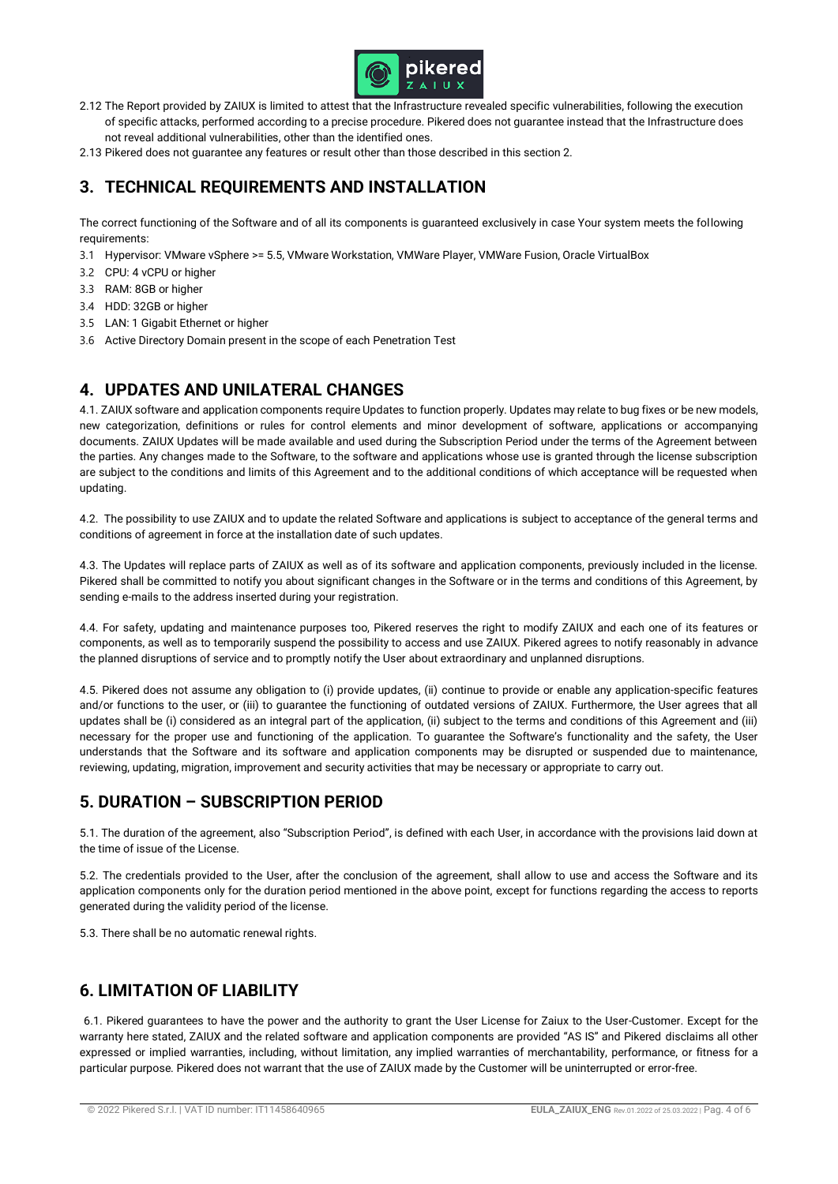2.12 The Report provided by ZAIUX is limited to attest that the Infrastructure revealed specific vulnerabilities, following the execution of specific attacks, performed according to a precise procedure. Pikered does not guarantee instead that the Infrastructure does not reveal additional vulnerabilities, other than the identified ones.

2.13 Pikered does not guarantee any features or result other than those described in this section 2.

## 3. TECHNICAL REQUIREMENTS AND INSTALLATION

The correct functioning of the Software and of all its components is guaranteed exclusively in case Your system meets the following requirements:

3.1 Hypervisor: VMware vSphere >= 5.5, VMware Workstation, VMWare Player, VMWare Fusion, Oracle VirtualBox

3.2 CPU: 4 vCPU or higher

3.3 RAM: 8GB or higher

3.4 HDD: 32GB or higher

3.5 LAN: 1 Gigabit Ethernet or higher

3.6 Active Directory Domain present in the scope of each Penetration Test

## 4. UPDATES AND UNILATERAL CHANGES

4.1. ZAIUX software and application components require Updates to function properly. Updates may relate to bug fixes or be new models, new categorization, definitions or rules for control elements and minor development of software, applications or accompanying documents. ZAIUX Updates will be made available and used during the Subscription Period under the terms of the Agreement between the parties. Any changes made to the Software, to the software and applications whose use is granted through the license subscription are subject to the conditions and limits of this Agreement and to the additional conditions of which acceptance will be requested when updating.

4.2. The possibility to use ZAIUX and to update the related Software and applications is subject to acceptance of the general terms and conditions of agreement in force at the installation date of such updates.

4.3. The Updates will replace parts of ZAIUX as well as of its software and application components, previously included in the license. Pikered shall be committed to notify you about significant changes in the Software or in the terms and conditions of this Agreement, by sending e-mails to the address inserted during your registration.

4.4. For safety, updating and maintenance purposes too, Pikered reserves the right to modify ZAIUX and each one of its features or components, as well as to temporarily suspend the possibility to access and use ZAIUX. Pikered agrees to notify reasonably in advance the planned disruptions of service and to promptly notify the User about extraordinary and unplanned disruptions.

4.5. Pikered does not assume any obligation to (i) provide updates, (ii) continue to provide or enable any application-specific features and/or functions to the user, or (iii) to guarantee the functioning of outdated versions of ZAIUX. Furthermore, the User agrees that all updates shall be (i) considered as an integral part of the application, (ii) subject to the terms and conditions of this Agreement and (iii) necessary for the proper use and functioning of the application. To guarantee the Software's functionality and the safety, the User understands that the Software and its software and application components may be disrupted or suspended due to maintenance, reviewing, updating, migration, improvement and security activities that may be necessary or appropriate to carry out.

## 5. DURATION – SUBSCRIPTION PERIOD

5.1. The duration of the agreement, also "Subscription Period", is defined with each User, in accordance with the provisions laid down at the time of issue of the License.

5.2. The credentials provided to the User, after the conclusion of the agreement, shall allow to use and access the Software and its application components only for the duration period mentioned in the above point, except for functions regarding the access to reports generated during the validity period of the license.

5.3. There shall be no automatic renewal rights.

## 6. LIMITATION OF LIABILITY

6.1. Pikered guarantees to have the power and the authority to grant the User License for Zaiux to the User-Customer. Except for the warranty here stated, ZAIUX and the related software and application components are provided "AS IS" and Pikered disclaims all other expressed or implied warranties, including, without limitation, any implied warranties of merchantability, performance, or fitness for a particular purpose. Pikered does not warrant that the use of ZAIUX made by the Customer will be uninterrupted or error-free.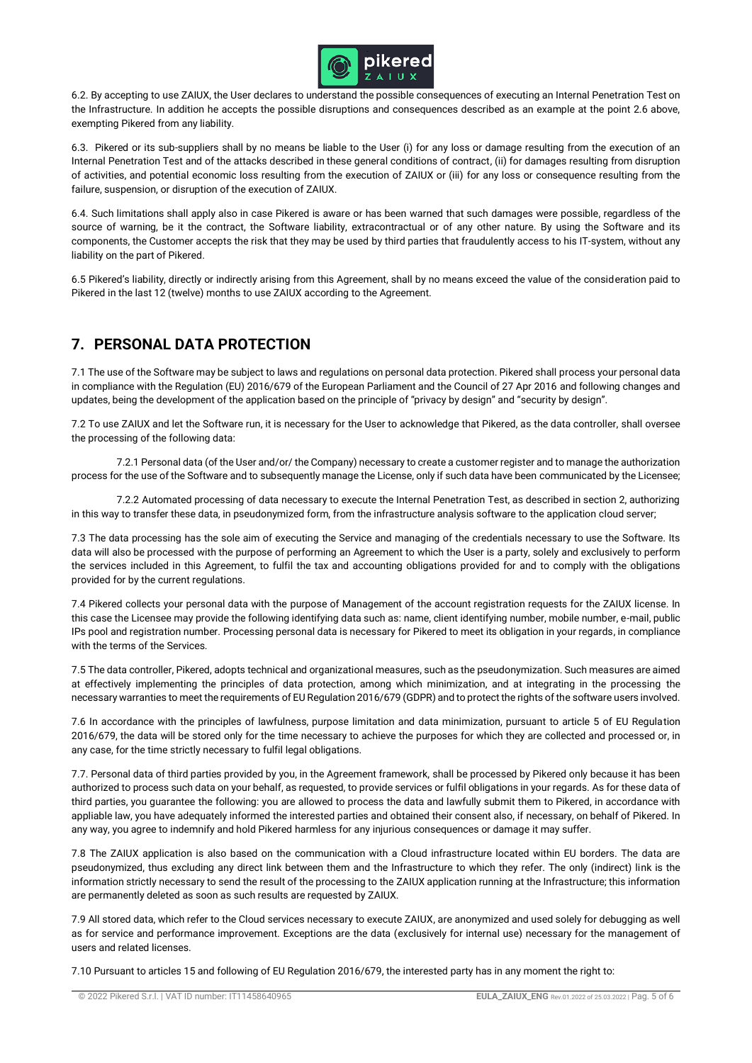6.2. By accepting to use ZAIUX, the User declares to understand the possible consequences of executing an Internal Penetration Test on the Infrastructure. In addition he accepts the possible disruptions and consequences described as an example at the point 2.6 above, exempting Pikered from any liability.

6.3. Pikered or its sub-suppliers shall by no means be liable to the User (i) for any loss or damage resulting from the execution of an Internal Penetration Test and of the attacks described in these general conditions of contract, (ii) for damages resulting from disruption of activities, and potential economic loss resulting from the execution of ZAIUX or (iii) for any loss or consequence resulting from the failure, suspension, or disruption of the execution of ZAIUX.

6.4. Such limitations shall apply also in case Pikered is aware or has been warned that such damages were possible, regardless of the source of warning, be it the contract, the Software liability, extracontractual or of any other nature. By using the Software and its components, the Customer accepts the risk that they may be used by third parties that fraudulently access to his IT-system, without any liability on the part of Pikered.

6.5 Pikered's liability, directly or indirectly arising from this Agreement, shall by no means exceed the value of the consideration paid to Pikered in the last 12 (twelve) months to use ZAIUX according to the Agreement.

## 7. PERSONAL DATA PROTECTION

7.1 The use of the Software may be subject to laws and regulations on personal data protection. Pikered shall process your personal data in compliance with the Regulation (EU) 2016/679 of the European Parliament and the Council of 27 Apr 2016 and following changes and updates, being the development of the application based on the principle of "privacy by design" and "security by design".

7.2 To use ZAIUX and let the Software run, it is necessary for the User to acknowledge that Pikered, as the data controller, shall oversee the processing of the following data:

7.2.1 Personal data (of the User and/or/ the Company) necessary to create a customer register and to manage the authorization process for the use of the Software and to subsequently manage the License, only if such data have been communicated by the Licensee;

7.2.2 Automated processing of data necessary to execute the Internal Penetration Test, as described in section 2, authorizing in this way to transfer these data, in pseudonymized form, from the infrastructure analysis software to the application cloud server;

7.3 The data processing has the sole aim of executing the Service and managing of the credentials necessary to use the Software. Its data will also be processed with the purpose of performing an Agreement to which the User is a party, solely and exclusively to perform the services included in this Agreement, to fulfil the tax and accounting obligations provided for and to comply with the obligations provided for by the current regulations.

7.4 Pikered collects your personal data with the purpose of Management of the account registration requests for the ZAIUX license. In this case the Licensee may provide the following identifying data such as: name, client identifying number, mobile number, e-mail, public IPs pool and registration number. Processing personal data is necessary for Pikered to meet its obligation in your regards, in compliance with the terms of the Services.

7.5 The data controller, Pikered, adopts technical and organizational measures, such as the pseudonymization. Such measures are aimed at effectively implementing the principles of data protection, among which minimization, and at integrating in the processing the necessary warranties to meet the requirements of EU Regulation 2016/679 (GDPR) and to protect the rights of the software users involved.

7.6 In accordance with the principles of lawfulness, purpose limitation and data minimization, pursuant to article 5 of EU Regulation 2016/679, the data will be stored only for the time necessary to achieve the purposes for which they are collected and processed or, in any case, for the time strictly necessary to fulfil legal obligations.

7.7. Personal data of third parties provided by you, in the Agreement framework, shall be processed by Pikered only because it has been authorized to process such data on your behalf, as requested, to provide services or fulfil obligations in your regards. As for these data of third parties, you guarantee the following: you are allowed to process the data and lawfully submit them to Pikered, in accordance with appliable law, you have adequately informed the interested parties and obtained their consent also, if necessary, on behalf of Pikered. In any way, you agree to indemnify and hold Pikered harmless for any injurious consequences or damage it may suffer.

7.8 The ZAIUX application is also based on the communication with a Cloud infrastructure located within EU borders. The data are pseudonymized, thus excluding any direct link between them and the Infrastructure to which they refer. The only (indirect) link is the information strictly necessary to send the result of the processing to the ZAIUX application running at the Infrastructure; this information are permanently deleted as soon as such results are requested by ZAIUX.

7.9 All stored data, which refer to the Cloud services necessary to execute ZAIUX, are anonymized and used solely for debugging as well as for service and performance improvement. Exceptions are the data (exclusively for internal use) necessary for the management of users and related licenses.

7.10 Pursuant to articles 15 and following of EU Regulation 2016/679, the interested party has in any moment the right to: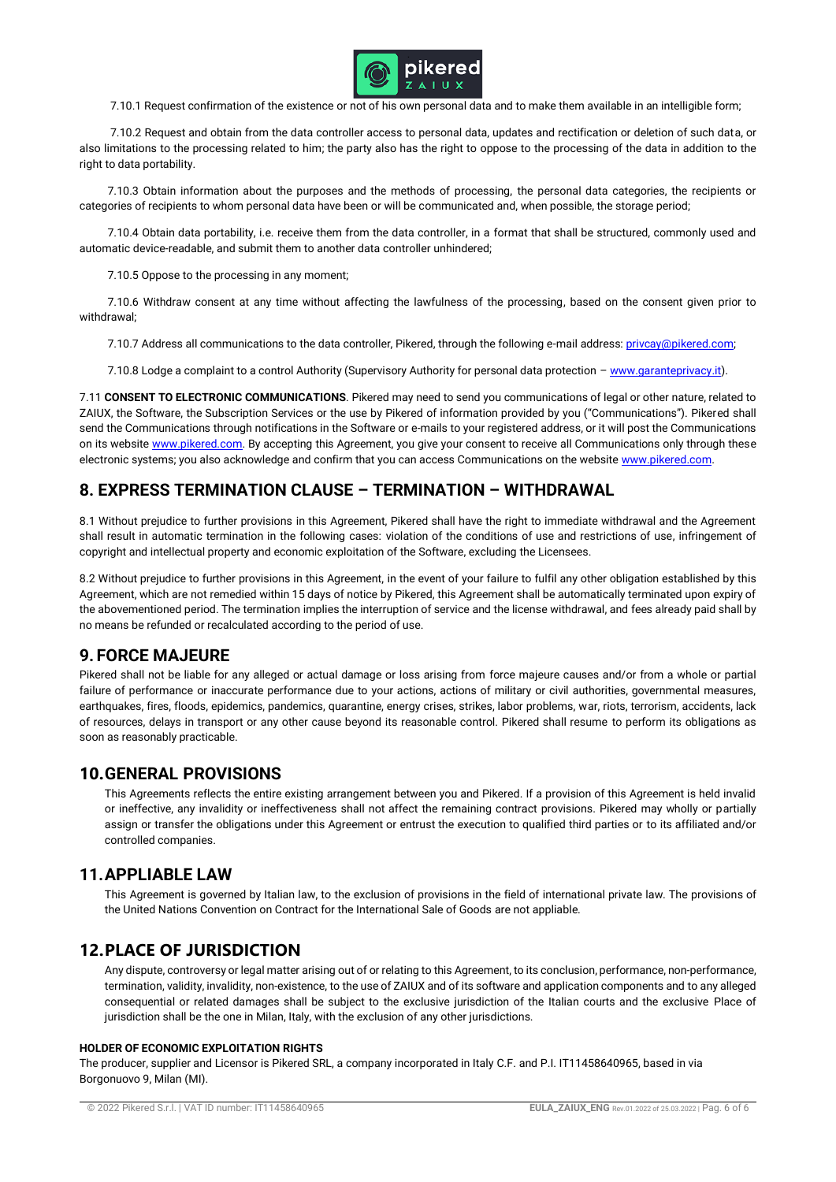7.10.1 Request confirmation of the existence or not of his own personal data and to make them available in an intelligible form;

7.10.2 Request and obtain from the data controller access to personal data, updates and rectification or deletion of such data, or also limitations to the processing related to him; the party also has the right to oppose to the processing of the data in addition to the right to data portability.

7.10.3 Obtain information about the purposes and the methods of processing, the personal data categories, the recipients or categories of recipients to whom personal data have been or will be communicated and, when possible, the storage period;

7.10.4 Obtain data portability, i.e. receive them from the data controller, in a format that shall be structured, commonly used and automatic device-readable, and submit them to another data controller unhindered;

7.10.5 Oppose to the processing in any moment;

7.10.6 Withdraw consent at any time without affecting the lawfulness of the processing, based on the consent given prior to withdrawal;

7.10.7 Address all communications to the data controller, Pikered, through the following e-mail address: privcay@pikered.com;

7.10.8 Lodge a complaint to a control Authority (Supervisory Authority for personal data protection – www.garanteprivacy.it).

7.11 **CONSENT TO ELECTRONIC COMMUNICATIONS**. Pikered may need to send you communications of legal or other nature, related to ZAIUX, the Software, the Subscription Services or the use by Pikered of information provided by you ("Communications"). Pikered shall send the Communications through notifications in the Software or e-mails to your registered address, or it will post the Communications on its website www.pikered.com. By accepting this Agreement, you give your consent to receive all Communications only through these electronic systems; you also acknowledge and confirm that you can access Communications on the website www.pikered.com.

## 8. EXPRESS TERMINATION CLAUSE – TERMINATION – WITHDRAWAL

8.1 Without prejudice to further provisions in this Agreement, Pikered shall have the right to immediate withdrawal and the Agreement shall result in automatic termination in the following cases: violation of the conditions of use and restrictions of use, infringement of copyright and intellectual property and economic exploitation of the Software, excluding the Licensees.

8.2 Without prejudice to further provisions in this Agreement, in the event of your failure to fulfil any other obligation established by this Agreement, which are not remedied within 15 days of notice by Pikered, this Agreement shall be automatically terminated upon expiry of the abovementioned period. The termination implies the interruption of service and the license withdrawal, and fees already paid shall by no means be refunded or recalculated according to the period of use.

## 9. FORCE MAJEURE

Pikered shall not be liable for any alleged or actual damage or loss arising from force majeure causes and/or from a whole or partial failure of performance or inaccurate performance due to your actions, actions of military or civil authorities, governmental measures, earthquakes, fires, floods, epidemics, pandemics, quarantine, energy crises, strikes, labor problems, war, riots, terrorism, accidents, lack of resources, delays in transport or any other cause beyond its reasonable control. Pikered shall resume to perform its obligations as soon as reasonably practicable.

## 10. GENERAL PROVISIONS

This Agreements reflects the entire existing arrangement between you and Pikered. If a provision of this Agreement is held invalid or ineffective, any invalidity or ineffectiveness shall not affect the remaining contract provisions. Pikered may wholly or partially assign or transfer the obligations under this Agreement or entrust the execution to qualified third parties or to its affiliated and/or controlled companies.

## 11. APPLIABLE LAW

This Agreement is governed by Italian law, to the exclusion of provisions in the field of international private law. The provisions of the United Nations Convention on Contract for the International Sale of Goods are not appliable.

## 12. PLACE OF JURISDICTION

Any dispute, controversy or legal matter arising out of or relating to this Agreement, to its conclusion, performance, non-performance, termination, validity, invalidity, non-existence, to the use of ZAIUX and of its software and application components and to any alleged consequential or related damages shall be subject to the exclusive jurisdiction of the Italian courts and the exclusive Place of jurisdiction shall be the one in Milan, Italy, with the exclusion of any other jurisdictions.

**HOLDER OF ECONOMIC EXPLOITATION RIGHTS**

The producer, supplier and Licensor is Pikered SRL, a company incorporated in Italy C.F. and P.I. IT11458640965, based in via Borgonuovo 9, Milan (MI).